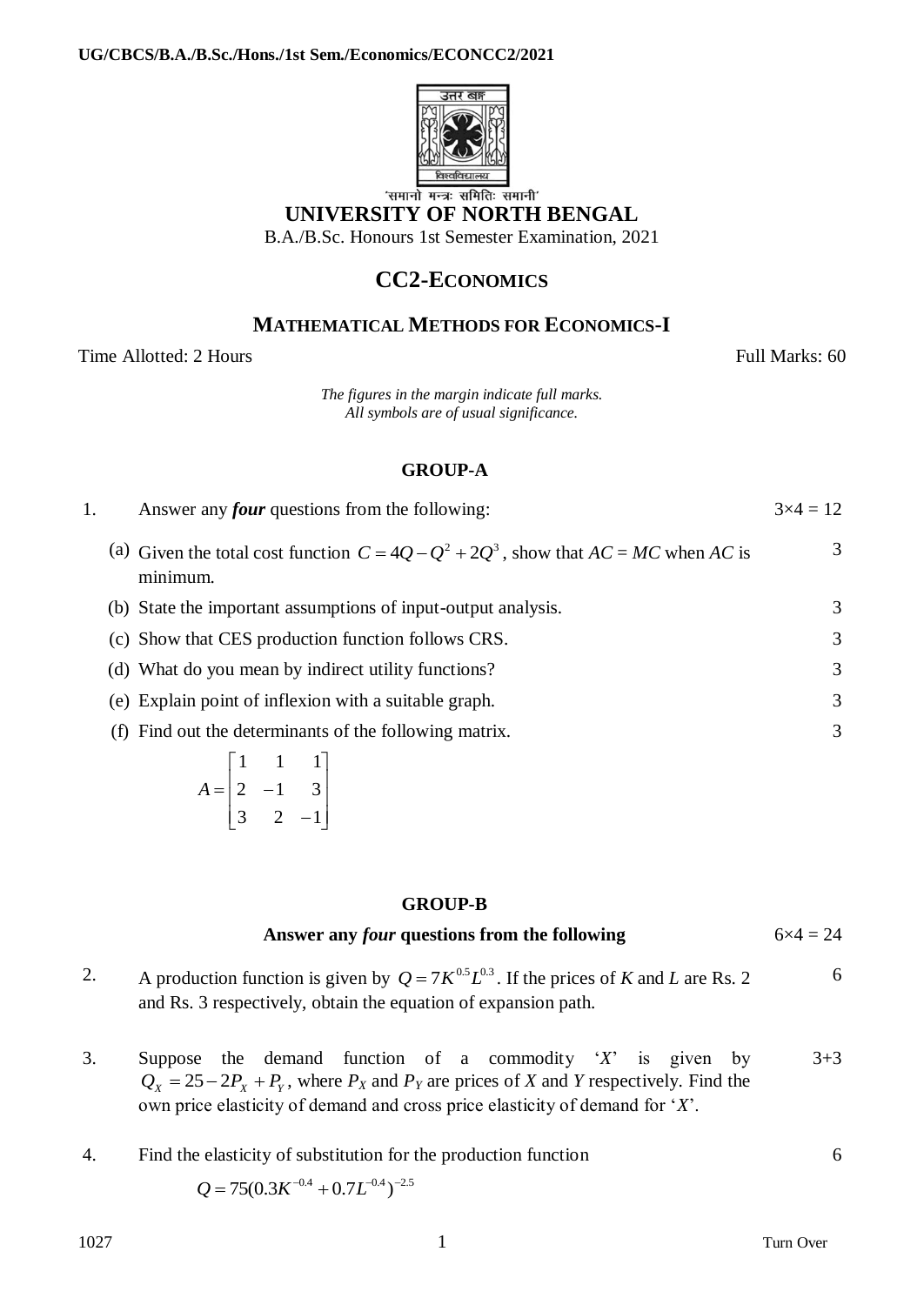UG/CBCS/B.A./B.Sc./Hons./1st Sem./Economics/ECONCC2/2021

'समानो मन्त्रः समितिः समानी'

# UNIVERSITY OF NORTH BENGAL

B.A./B.Sc. Honours 1st Semester Examination, 2021

## CC2-ECONOMICS

### MATHEMATICAL METHODS FOR ECONOMICS-I

Time Allotted: 2 Hours | Full Marks: 60

*The figures in the margin indicate full marks.*
*All symbols are of usual significance.*

### GROUP-A

1. Answer any ***four*** questions from the following: $3\times4 = 12$

(a) Given the total cost function $C = 4Q - Q^2 + 2Q^3$, show that $AC = MC$ when $AC$ is minimum. 3

(b) State the important assumptions of input-output analysis. 3

(c) Show that CES production function follows CRS. 3

(d) What do you mean by indirect utility functions? 3

(e) Explain point of inflexion with a suitable graph. 3

(f) Find out the determinants of the following matrix. 3

$$A = \begin{bmatrix} 1 & 1 & 1 \\ 2 & -1 & 3 \\ 3 & 2 & -1 \end{bmatrix}$$

### GROUP-B

**Answer any *four* questions from the following** $6\times4 = 24$

2. A production function is given by $Q = 7K^{0.5}L^{0.3}$. If the prices of $K$ and $L$ are Rs. 2 and Rs. 3 respectively, obtain the equation of expansion path. 6

3. Suppose the demand function of a commodity '$X$' is given by $Q_X = 25 - 2P_X + P_Y$, where $P_X$ and $P_Y$ are prices of $X$ and $Y$ respectively. Find the own price elasticity of demand and cross price elasticity of demand for '$X$'. 3+3

4. Find the elasticity of substitution for the production function 6

$$Q = 75(0.3K^{-0.4} + 0.7L^{-0.4})^{-2.5}$$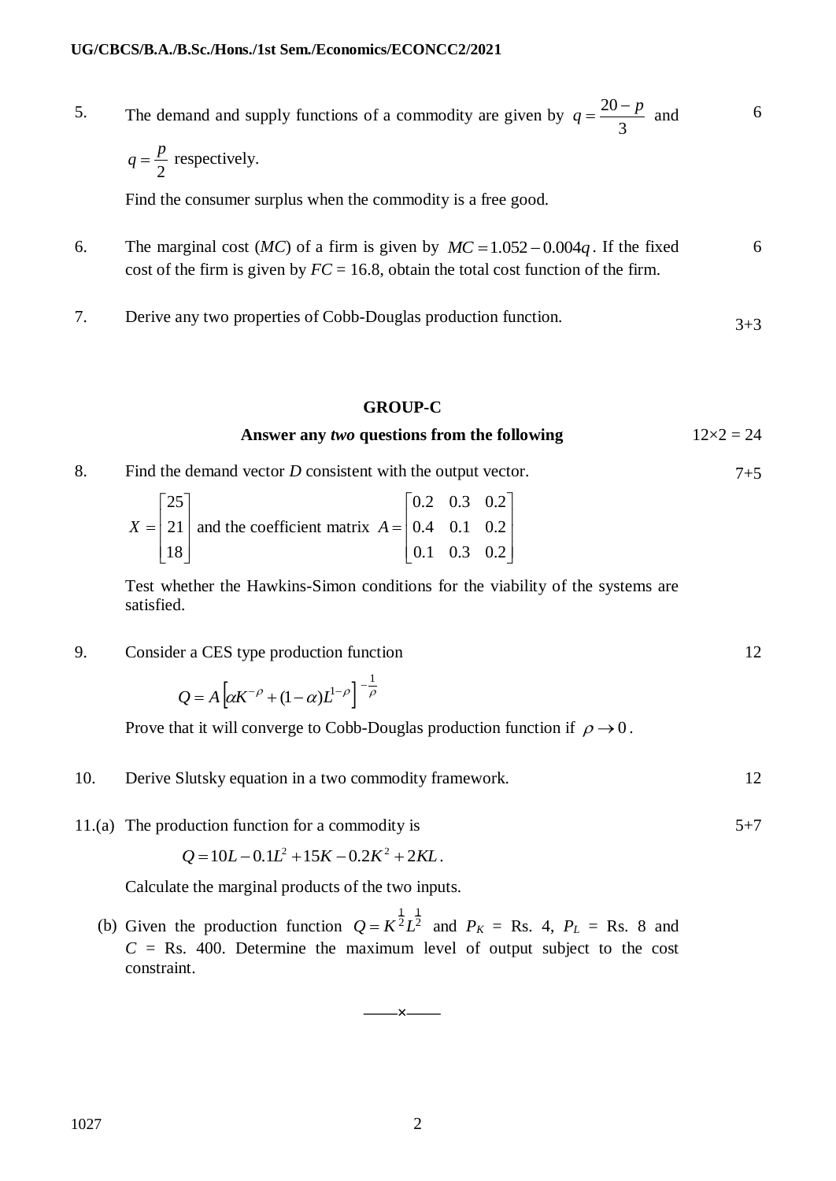5. The demand and supply functions of a commodity are given by $q = \frac{20-p}{3}$ and $q = \frac{p}{2}$ respectively. **6**

   Find the consumer surplus when the commodity is a free good.

6. The marginal cost ($MC$) of a firm is given by $MC = 1.052 - 0.004q$. If the fixed cost of the firm is given by $FC = 16.8$, obtain the total cost function of the firm. **6**

7. Derive any two properties of Cobb-Douglas production function. **3+3**

## GROUP-C

### Answer any *two* questions from the following — $12 \times 2 = 24$

8. Find the demand vector $D$ consistent with the output vector. **7+5**

$$X = \begin{bmatrix} 25 \\ 21 \\ 18 \end{bmatrix} \text{ and the coefficient matrix } A = \begin{bmatrix} 0.2 & 0.3 & 0.2 \\ 0.4 & 0.1 & 0.2 \\ 0.1 & 0.3 & 0.2 \end{bmatrix}$$

   Test whether the Hawkins-Simon conditions for the viability of the systems are satisfied.

9. Consider a CES type production function **12**

$$Q = A\left[\alpha K^{-\rho} + (1-\alpha)L^{1-\rho}\right]^{-\frac{1}{\rho}}$$

   Prove that it will converge to Cobb-Douglas production function if $\rho \to 0$.

10. Derive Slutsky equation in a two commodity framework. **12**

11. (a) The production function for a commodity is **5+7**

$$Q = 10L - 0.1L^2 + 15K - 0.2K^2 + 2KL.$$

   Calculate the marginal products of the two inputs.

   (b) Given the production function $Q = K^{\frac{1}{2}}L^{\frac{1}{2}}$ and $P_K$ = Rs. 4, $P_L$ = Rs. 8 and $C$ = Rs. 400. Determine the maximum level of output subject to the cost constraint.

——×——